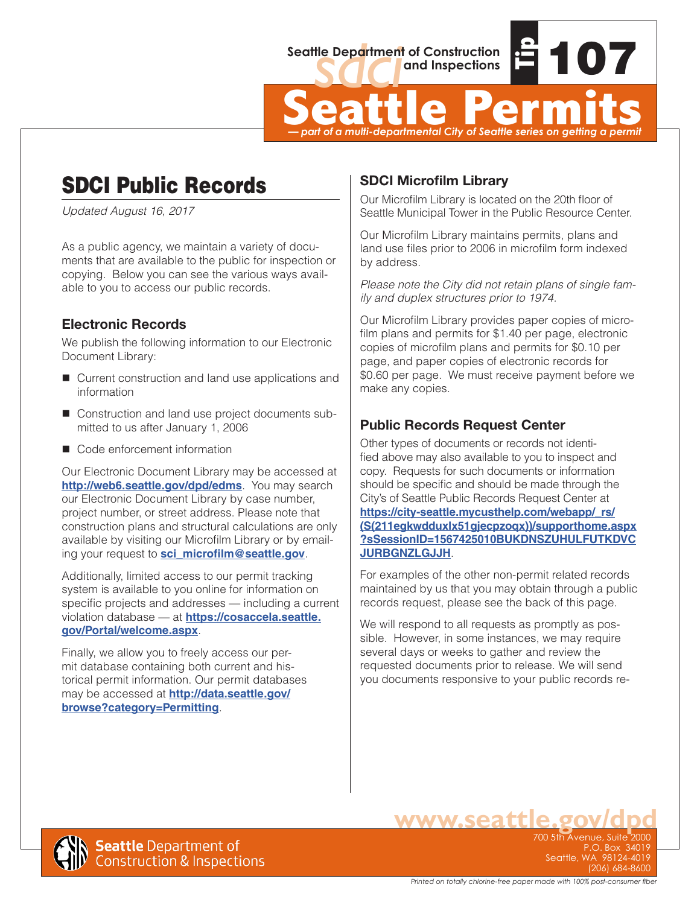Seattle Department of Construction and Inspections

Tip 107

# Seattle Permits

*— part of a multi-departmental City of Seattle series on getting a permit*

## SDCI Public Records

*Updated August 16, 2017*

As a public agency, we maintain a variety of documents that are available to the public for inspection or copying. Below you can see the various ways available to you to access our public records.

### Electronic Records

We publish the following information to our Electronic Document Library:

- Current construction and land use applications and information
- Construction and land use project documents submitted to us after January 1, 2006
- Code enforcement information

Our Electronic Document Library may be accessed at **http://web6.seattle.gov/dpd/edms**. You may search our Electronic Document Library by case number, project number, or street address. Please note that construction plans and structural calculations are only available by visiting our Microfilm Library or by emailing your request to **sci_microfilm@seattle.gov**.

Additionally, limited access to our permit tracking system is available to you online for information on specific projects and addresses — including a current violation database — at **https://cosaccela.seattle.gov/Portal/welcome.aspx**.

Finally, we allow you to freely access our permit database containing both current and historical permit information. Our permit databases may be accessed at **http://data.seattle.gov/browse?category=Permitting**.

### SDCI Microfilm Library

Our Microfilm Library is located on the 20th floor of Seattle Municipal Tower in the Public Resource Center.

Our Microfilm Library maintains permits, plans and land use files prior to 2006 in microfilm form indexed by address.

*Please note the City did not retain plans of single family and duplex structures prior to 1974.*

Our Microfilm Library provides paper copies of microfilm plans and permits for $1.40 per page, electronic copies of microfilm plans and permits for $0.10 per page, and paper copies of electronic records for $0.60 per page. We must receive payment before we make any copies.

### Public Records Request Center

Other types of documents or records not identified above may also available to you to inspect and copy. Requests for such documents or information should be specific and should be made through the City's of Seattle Public Records Request Center at **https://city-seattle.mycusthelp.com/webapp/_rs/(S(211egkwdduxlx51gjecpzoqx))/supporthome.aspx?sSessionID=1567425010BUKDNSZUHULFUTKDVCJURBGNZLGJJH**.

For examples of the other non-permit related records maintained by us that you may obtain through a public records request, please see the back of this page.

We will respond to all requests as promptly as possible. However, in some instances, we may require several days or weeks to gather and review the requested documents prior to release. We will send you documents responsive to your public records re-

www.seattle.gov/dpd

Seattle Department of Construction & Inspections

700 5th Avenue, Suite 2000
P.O. Box 34019
Seattle, WA 98124-4019
(206) 684-8600

*Printed on totally chlorine-free paper made with 100% post-consumer fiber*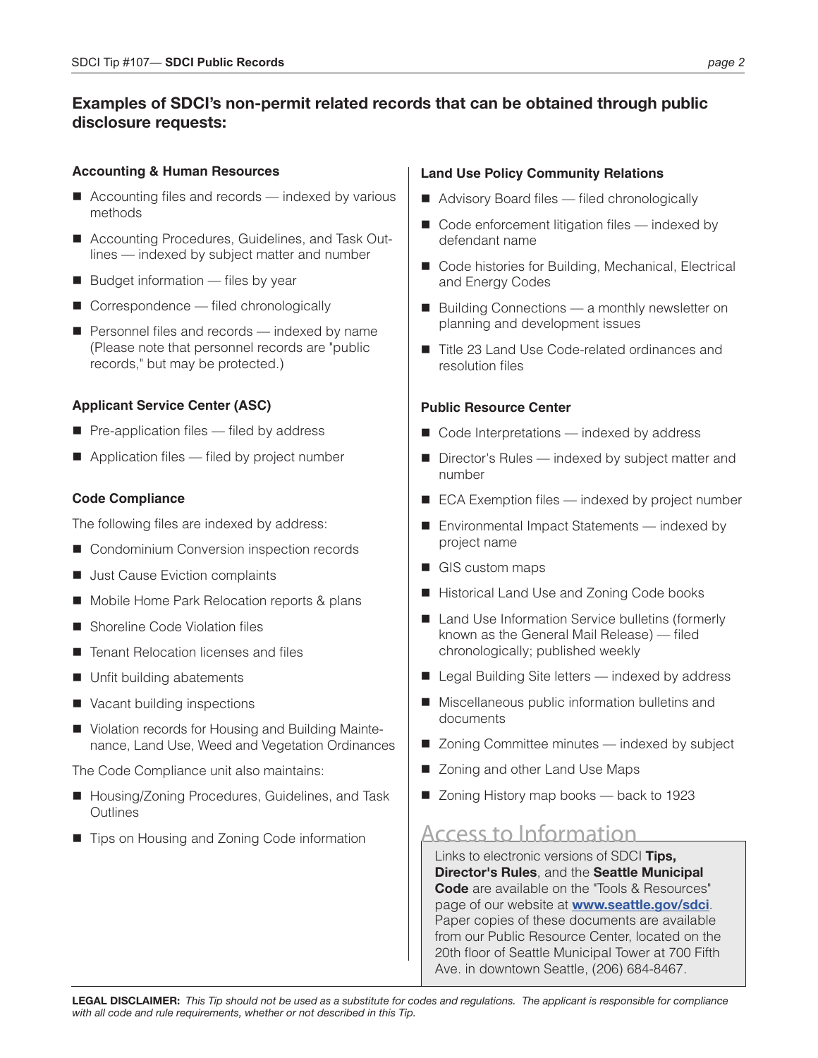## Examples of SDCI's non-permit related records that can be obtained through public disclosure requests:

### Accounting & Human Resources

- Accounting files and records — indexed by various methods
- Accounting Procedures, Guidelines, and Task Outlines — indexed by subject matter and number
- Budget information — files by year
- Correspondence — filed chronologically
- Personnel files and records — indexed by name (Please note that personnel records are "public records," but may be protected.)

### Applicant Service Center (ASC)

- Pre-application files — filed by address
- Application files — filed by project number

### Code Compliance

The following files are indexed by address:

- Condominium Conversion inspection records
- Just Cause Eviction complaints
- Mobile Home Park Relocation reports & plans
- Shoreline Code Violation files
- Tenant Relocation licenses and files
- Unfit building abatements
- Vacant building inspections
- Violation records for Housing and Building Maintenance, Land Use, Weed and Vegetation Ordinances

The Code Compliance unit also maintains:

- Housing/Zoning Procedures, Guidelines, and Task Outlines
- Tips on Housing and Zoning Code information

### Land Use Policy Community Relations

- Advisory Board files — filed chronologically
- Code enforcement litigation files — indexed by defendant name
- Code histories for Building, Mechanical, Electrical and Energy Codes
- Building Connections — a monthly newsletter on planning and development issues
- Title 23 Land Use Code-related ordinances and resolution files

### Public Resource Center

- Code Interpretations — indexed by address
- Director's Rules — indexed by subject matter and number
- ECA Exemption files — indexed by project number
- Environmental Impact Statements — indexed by project name
- GIS custom maps
- Historical Land Use and Zoning Code books
- Land Use Information Service bulletins (formerly known as the General Mail Release) — filed chronologically; published weekly
- Legal Building Site letters — indexed by address
- Miscellaneous public information bulletins and documents
- Zoning Committee minutes — indexed by subject
- Zoning and other Land Use Maps
- Zoning History map books — back to 1923

## Access to Information

Links to electronic versions of SDCI **Tips, Director's Rules**, and the **Seattle Municipal Code** are available on the "Tools & Resources" page of our website at **www.seattle.gov/sdci**. Paper copies of these documents are available from our Public Resource Center, located on the 20th floor of Seattle Municipal Tower at 700 Fifth Ave. in downtown Seattle, (206) 684-8467.

**LEGAL DISCLAIMER:** *This Tip should not be used as a substitute for codes and regulations. The applicant is responsible for compliance with all code and rule requirements, whether or not described in this Tip.*